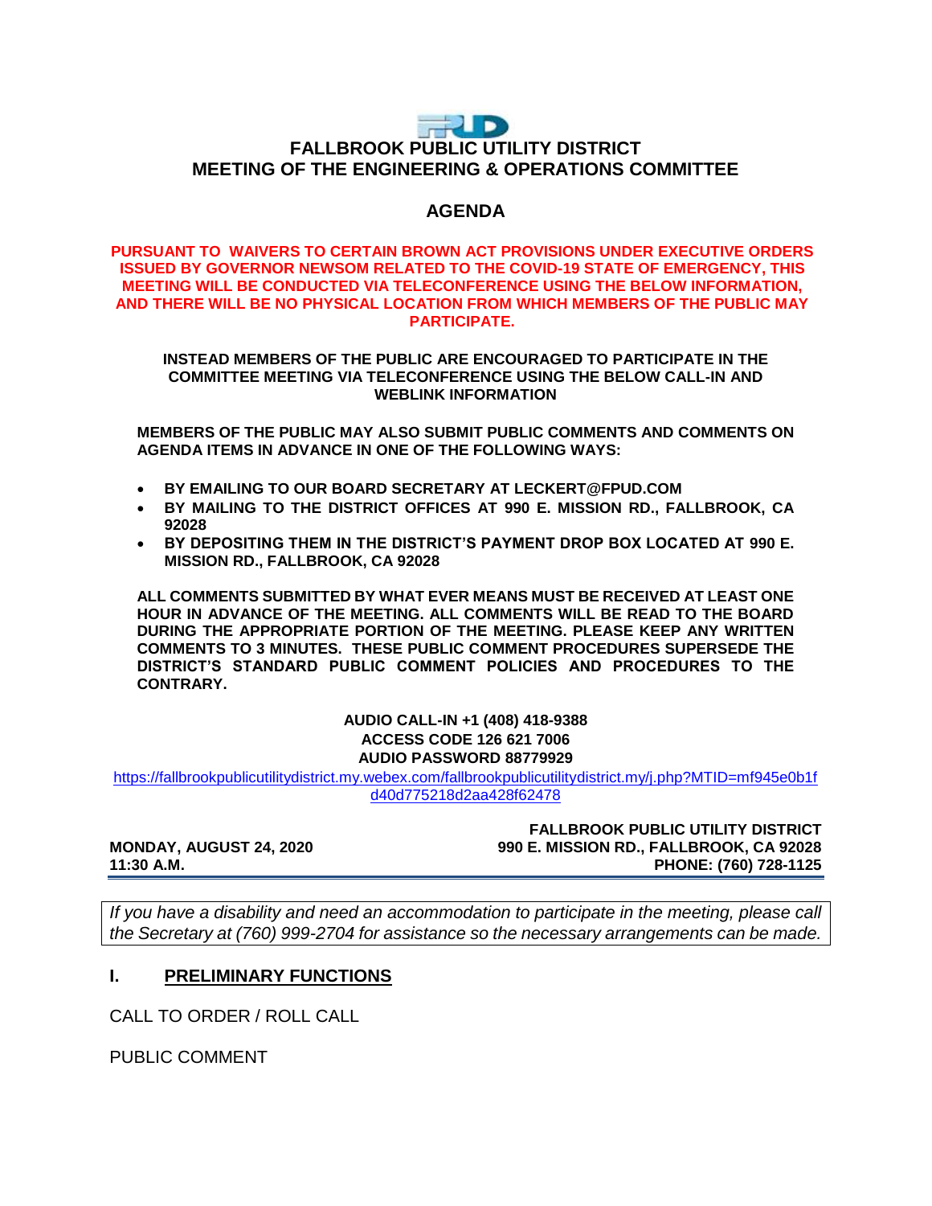# FALLBROOK PUBLIC UTILITY DISTRICT
## MEETING OF THE ENGINEERING & OPERATIONS COMMITTEE

## AGENDA

**PURSUANT TO WAIVERS TO CERTAIN BROWN ACT PROVISIONS UNDER EXECUTIVE ORDERS ISSUED BY GOVERNOR NEWSOM RELATED TO THE COVID-19 STATE OF EMERGENCY, THIS MEETING WILL BE CONDUCTED VIA TELECONFERENCE USING THE BELOW INFORMATION, AND THERE WILL BE NO PHYSICAL LOCATION FROM WHICH MEMBERS OF THE PUBLIC MAY PARTICIPATE.**

**INSTEAD MEMBERS OF THE PUBLIC ARE ENCOURAGED TO PARTICIPATE IN THE COMMITTEE MEETING VIA TELECONFERENCE USING THE BELOW CALL-IN AND WEBLINK INFORMATION**

**MEMBERS OF THE PUBLIC MAY ALSO SUBMIT PUBLIC COMMENTS AND COMMENTS ON AGENDA ITEMS IN ADVANCE IN ONE OF THE FOLLOWING WAYS:**

- **BY EMAILING TO OUR BOARD SECRETARY AT LECKERT@FPUD.COM**
- **BY MAILING TO THE DISTRICT OFFICES AT 990 E. MISSION RD., FALLBROOK, CA 92028**
- **BY DEPOSITING THEM IN THE DISTRICT'S PAYMENT DROP BOX LOCATED AT 990 E. MISSION RD., FALLBROOK, CA 92028**

**ALL COMMENTS SUBMITTED BY WHAT EVER MEANS MUST BE RECEIVED AT LEAST ONE HOUR IN ADVANCE OF THE MEETING. ALL COMMENTS WILL BE READ TO THE BOARD DURING THE APPROPRIATE PORTION OF THE MEETING. PLEASE KEEP ANY WRITTEN COMMENTS TO 3 MINUTES. THESE PUBLIC COMMENT PROCEDURES SUPERSEDE THE DISTRICT'S STANDARD PUBLIC COMMENT POLICIES AND PROCEDURES TO THE CONTRARY.**

**AUDIO CALL-IN +1 (408) 418-9388**
**ACCESS CODE 126 621 7006**
**AUDIO PASSWORD 88779929**

https://fallbrookpublicutilitydistrict.my.webex.com/fallbrookpublicutilitydistrict.my/j.php?MTID=mf945e0b1fd40d775218d2aa428f62478

**MONDAY, AUGUST 24, 2020**
**11:30 A.M.**

**FALLBROOK PUBLIC UTILITY DISTRICT**
**990 E. MISSION RD., FALLBROOK, CA 92028**
**PHONE: (760) 728-1125**

*If you have a disability and need an accommodation to participate in the meeting, please call the Secretary at (760) 999-2704 for assistance so the necessary arrangements can be made.*

## I. PRELIMINARY FUNCTIONS

CALL TO ORDER / ROLL CALL

PUBLIC COMMENT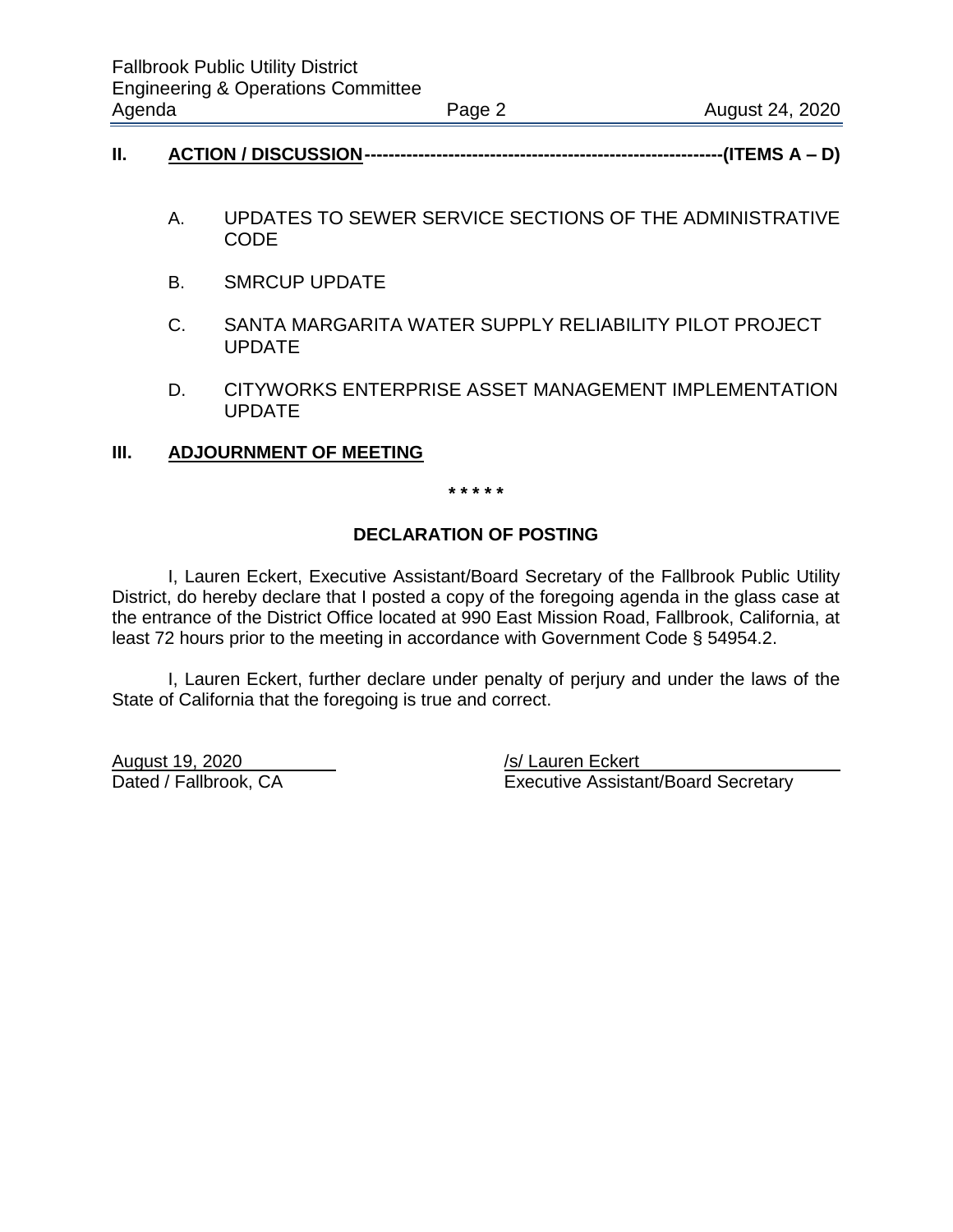## II. ACTION / DISCUSSION-----------------------------------------------------------(ITEMS A – D)

A. UPDATES TO SEWER SERVICE SECTIONS OF THE ADMINISTRATIVE CODE

B. SMRCUP UPDATE

C. SANTA MARGARITA WATER SUPPLY RELIABILITY PILOT PROJECT UPDATE

D. CITYWORKS ENTERPRISE ASSET MANAGEMENT IMPLEMENTATION UPDATE

## III. ADJOURNMENT OF MEETING

\* \* \* \* \*

### DECLARATION OF POSTING

I, Lauren Eckert, Executive Assistant/Board Secretary of the Fallbrook Public Utility District, do hereby declare that I posted a copy of the foregoing agenda in the glass case at the entrance of the District Office located at 990 East Mission Road, Fallbrook, California, at least 72 hours prior to the meeting in accordance with Government Code § 54954.2.

I, Lauren Eckert, further declare under penalty of perjury and under the laws of the State of California that the foregoing is true and correct.

August 19, 2020
Dated / Fallbrook, CA

/s/ Lauren Eckert
Executive Assistant/Board Secretary